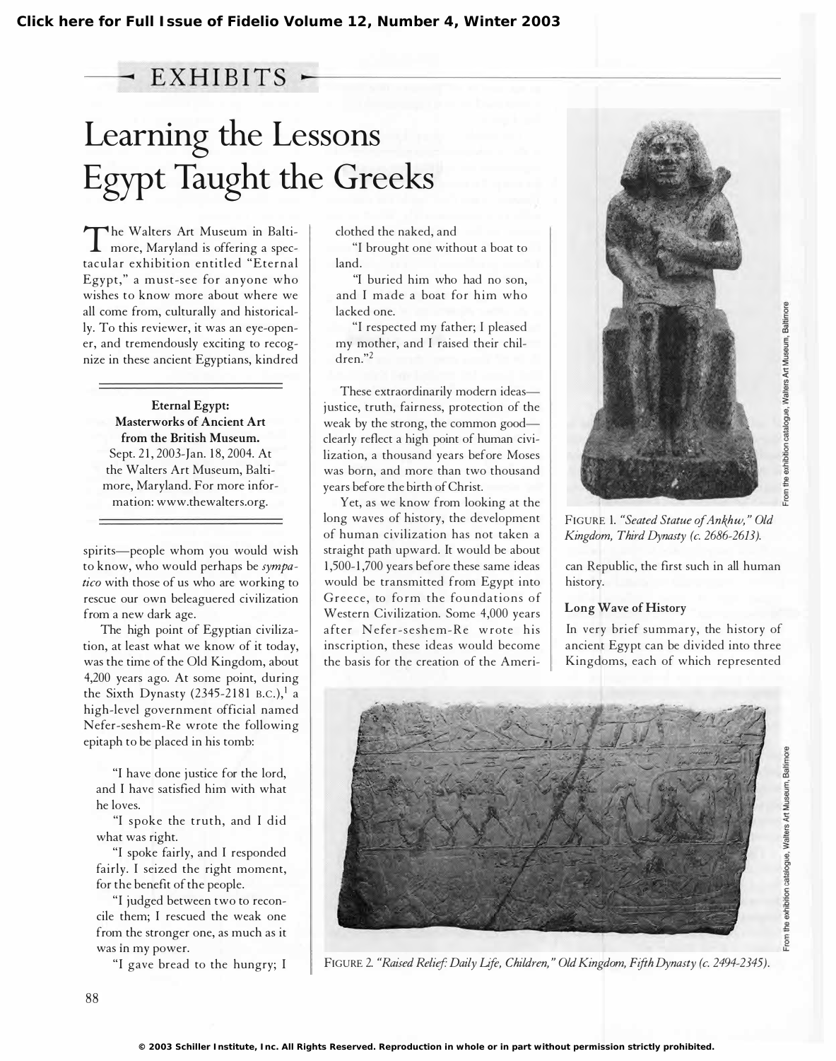Click here for Full Issue of Fidelio Volume 12, Number 4, Winter 2003

EXHIBITS

# Learning the Lessons Egypt Taught the Greeks

The Walters Art Museum in Baltimore, Maryland is offering a spectacular exhibition entitled "Eternal Egypt," a must-see for anyone who wishes to know more about where we all come from, culturally and historically. To this reviewer, it was an eye-opener, and tremendously exciting to recognize in these ancient Egyptians, kindred spirits—people whom you would wish to know, who would perhaps be *sympatico* with those of us who are working to rescue our own beleaguered civilization from a new dark age.

**Eternal Egypt: Masterworks of Ancient Art from the British Museum.**
Sept. 21, 2003-Jan. 18, 2004. At the Walters Art Museum, Baltimore, Maryland. For more information: www.thewalters.org.

The high point of Egyptian civilization, at least what we know of it today, was the time of the Old Kingdom, about 4,200 years ago. At some point, during the Sixth Dynasty (2345-2181 B.C.),[1] a high-level government official named Nefer-seshem-Re wrote the following epitaph to be placed in his tomb:

> "I have done justice for the lord, and I have satisfied him with what he loves.
>
> "I spoke the truth, and I did what was right.
>
> "I spoke fairly, and I responded fairly. I seized the right moment, for the benefit of the people.
>
> "I judged between two to reconcile them; I rescued the weak one from the stronger one, as much as it was in my power.
>
> "I gave bread to the hungry; I clothed the naked, and
>
> "I brought one without a boat to land.
>
> "I buried him who had no son, and I made a boat for him who lacked one.
>
> "I respected my father; I pleased my mother, and I raised their children."[2]

These extraordinarily modern ideas—justice, truth, fairness, protection of the weak by the strong, the common good—clearly reflect a high point of human civilization, a thousand years before Moses was born, and more than two thousand years before the birth of Christ.

Yet, as we know from looking at the long waves of history, the development of human civilization has not taken a straight path upward. It would be about 1,500-1,700 years before these same ideas would be transmitted from Egypt into Greece, to form the foundations of Western Civilization. Some 4,000 years after Nefer-seshem-Re wrote his inscription, these ideas would become the basis for the creation of the American Republic, the first such in all human history.

FIGURE 1. *"Seated Statue of Ankhw," Old Kingdom, Third Dynasty (c. 2686-2613).*

From the exhibition catalogue, Walters Art Museum, Baltimore

## Long Wave of History

In very brief summary, the history of ancient Egypt can be divided into three Kingdoms, each of which represented

FIGURE 2. *"Raised Relief: Daily Life, Children," Old Kingdom, Fifth Dynasty (c. 2494-2345).*

From the exhibition catalogue, Walters Art Museum, Baltimore

© 2003 Schiller Institute, Inc. All Rights Reserved. Reproduction in whole or in part without permission strictly prohibited.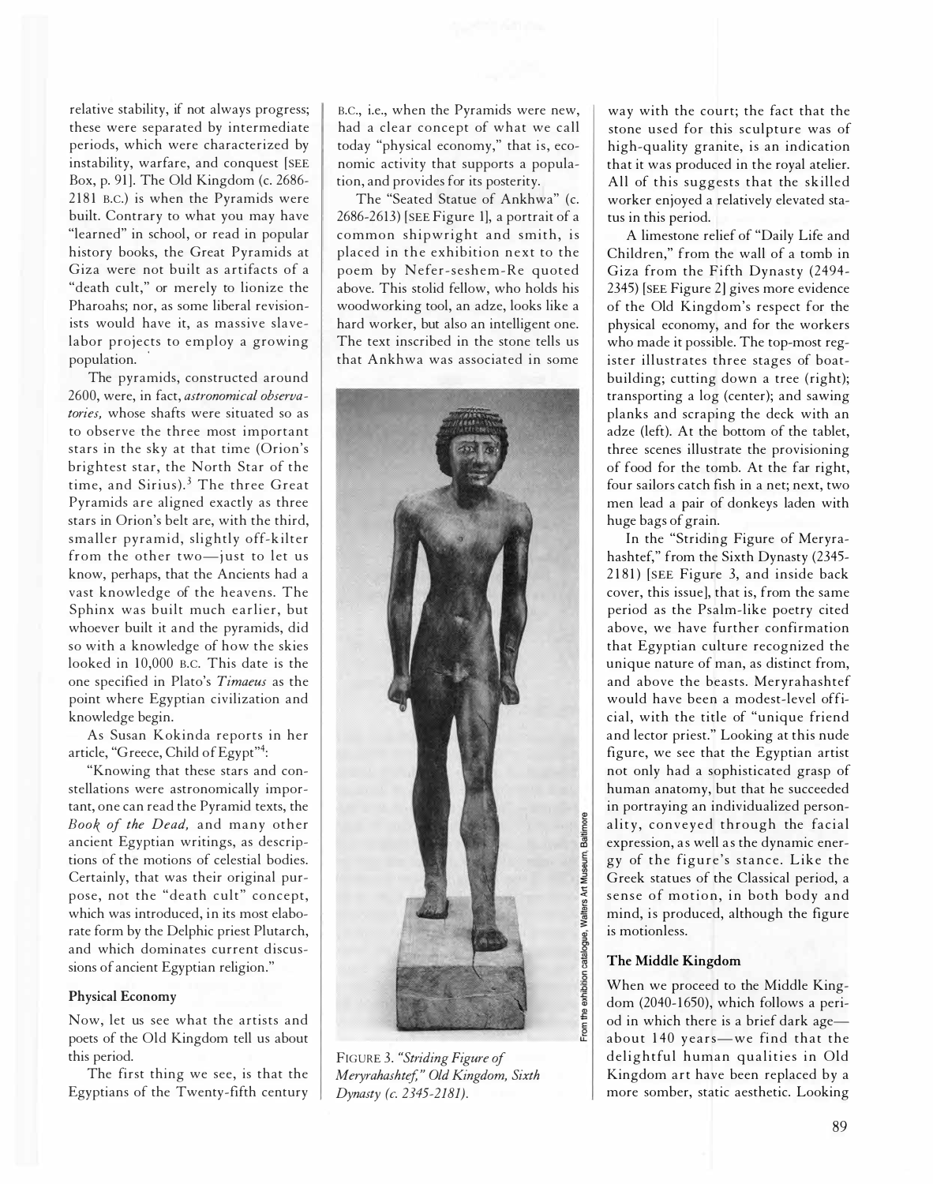relative stability, if not always progress; these were separated by intermediate periods, which were characterized by instability, warfare, and conquest [SEE Box, p. 91]. The Old Kingdom (c. 2686-2181 B.C.) is when the Pyramids were built. Contrary to what you may have "learned" in school, or read in popular history books, the Great Pyramids at Giza were not built as artifacts of a "death cult," or merely to lionize the Pharoahs; nor, as some liberal revisionists would have it, as massive slave-labor projects to employ a growing population.

The pyramids, constructed around 2600, were, in fact, *astronomical observatories,* whose shafts were situated so as to observe the three most important stars in the sky at that time (Orion's brightest star, the North Star of the time, and Sirius).[3] The three Great Pyramids are aligned exactly as three stars in Orion's belt are, with the third, smaller pyramid, slightly off-kilter from the other two—just to let us know, perhaps, that the Ancients had a vast knowledge of the heavens. The Sphinx was built much earlier, but whoever built it and the pyramids, did so with a knowledge of how the skies looked in 10,000 B.C. This date is the one specified in Plato's *Timaeus* as the point where Egyptian civilization and knowledge begin.

As Susan Kokinda reports in her article, "Greece, Child of Egypt"[4]:

"Knowing that these stars and constellations were astronomically important, one can read the Pyramid texts, the *Book of the Dead,* and many other ancient Egyptian writings, as descriptions of the motions of celestial bodies. Certainly, that was their original purpose, not the "death cult" concept, which was introduced, in its most elaborate form by the Delphic priest Plutarch, and which dominates current discussions of ancient Egyptian religion."

### Physical Economy

Now, let us see what the artists and poets of the Old Kingdom tell us about this period.

The first thing we see, is that the Egyptians of the Twenty-fifth century B.C., i.e., when the Pyramids were new, had a clear concept of what we call today "physical economy," that is, economic activity that supports a population, and provides for its posterity.

The "Seated Statue of Ankhwa" (c. 2686-2613) [SEE Figure 1], a portrait of a common shipwright and smith, is placed in the exhibition next to the poem by Nefer-seshem-Re quoted above. This stolid fellow, who holds his woodworking tool, an adze, looks like a hard worker, but also an intelligent one. The text inscribed in the stone tells us that Ankhwa was associated in some way with the court; the fact that the stone used for this sculpture was of high-quality granite, is an indication that it was produced in the royal atelier. All of this suggests that the skilled worker enjoyed a relatively elevated status in this period.

A limestone relief of "Daily Life and Children," from the wall of a tomb in Giza from the Fifth Dynasty (2494-2345) [SEE Figure 2] gives more evidence of the Old Kingdom's respect for the physical economy, and for the workers who made it possible. The top-most register illustrates three stages of boat-building; cutting down a tree (right); transporting a log (center); and sawing planks and scraping the deck with an adze (left). At the bottom of the tablet, three scenes illustrate the provisioning of food for the tomb. At the far right, four sailors catch fish in a net; next, two men lead a pair of donkeys laden with huge bags of grain.

In the "Striding Figure of Meryrahashtef," from the Sixth Dynasty (2345-2181) [SEE Figure 3, and inside back cover, this issue], that is, from the same period as the Psalm-like poetry cited above, we have further confirmation that Egyptian culture recognized the unique nature of man, as distinct from, and above the beasts. Meryrahashtef would have been a modest-level official, with the title of "unique friend and lector priest." Looking at this nude figure, we see that the Egyptian artist not only had a sophisticated grasp of human anatomy, but that he succeeded in portraying an individualized personality, conveyed through the facial expression, as well as the dynamic energy of the figure's stance. Like the Greek statues of the Classical period, a sense of motion, in both body and mind, is produced, although the figure is motionless.

From the exhibition catalogue, Walters Art Museum, Baltimore

FIGURE 3. *"Striding Figure of Meryrahashtef," Old Kingdom, Sixth Dynasty (c. 2345-2181).*

### The Middle Kingdom

When we proceed to the Middle Kingdom (2040-1650), which follows a period in which there is a brief dark age—about 140 years—we find that the delightful human qualities in Old Kingdom art have been replaced by a more somber, static aesthetic. Looking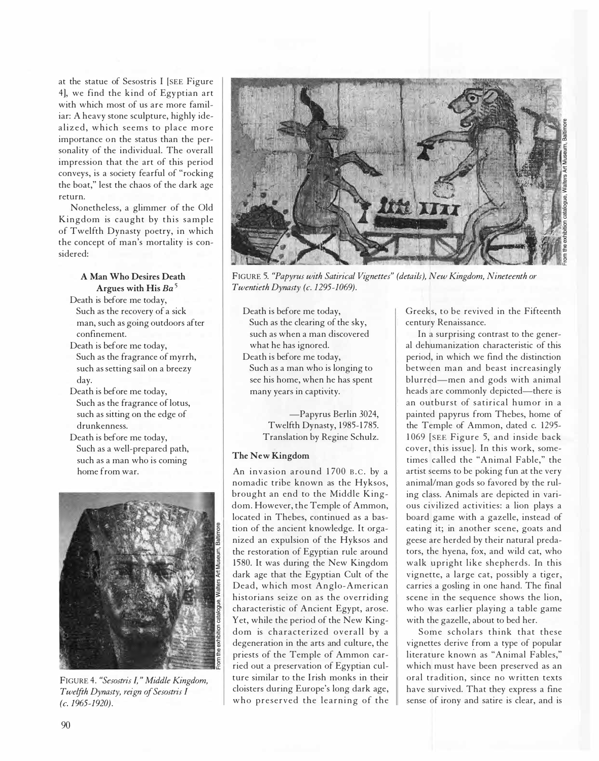at the statue of Sesostris I [SEE Figure 4], we find the kind of Egyptian art with which most of us are more familiar: A heavy stone sculpture, highly idealized, which seems to place more importance on the status than the personality of the individual. The overall impression that the art of this period conveys, is a society fearful of "rocking the boat," lest the chaos of the dark age return.

Nonetheless, a glimmer of the Old Kingdom is caught by this sample of Twelfth Dynasty poetry, in which the concept of man's mortality is considered:

**A Man Who Desires Death Argues with His *Ba*[5]**

Death is before me today,
Such as the recovery of a sick man, such as going outdoors after confinement.
Death is before me today,
Such as the fragrance of myrrh, such as setting sail on a breezy day.
Death is before me today,
Such as the fragrance of lotus, such as sitting on the edge of drunkenness.
Death is before me today,
Such as a well-prepared path, such as a man who is coming home from war.
Death is before me today,
Such as the clearing of the sky, such as when a man discovered what he has ignored.
Death is before me today,
Such as a man who is longing to see his home, when he has spent many years in captivity.

—Papyrus Berlin 3024, Twelfth Dynasty, 1985-1785. Translation by Regine Schulz.

FIGURE 4. *"Sesostris I," Middle Kingdom, Twelfth Dynasty, reign of Sesostris I (c. 1965-1920).*

From the exhibition catalogue, Walters Art Museum, Baltimore

FIGURE 5. *"Papyrus with Satirical Vignettes" (details), New Kingdom, Nineteenth or Twentieth Dynasty (c. 1295-1069).*

From the exhibition catalogue, Walters Art Museum, Baltimore

### The New Kingdom

An invasion around 1700 B.C. by a nomadic tribe known as the Hyksos, brought an end to the Middle Kingdom. However, the Temple of Ammon, located in Thebes, continued as a bastion of the ancient knowledge. It organized an expulsion of the Hyksos and the restoration of Egyptian rule around 1580. It was during the New Kingdom dark age that the Egyptian Cult of the Dead, which most Anglo-American historians seize on as the overriding characteristic of Ancient Egypt, arose. Yet, while the period of the New Kingdom is characterized overall by a degeneration in the arts and culture, the priests of the Temple of Ammon carried out a preservation of Egyptian culture similar to the Irish monks in their cloisters during Europe's long dark age, who preserved the learning of the Greeks, to be revived in the Fifteenth century Renaissance.

In a surprising contrast to the general dehumanization characteristic of this period, in which we find the distinction between man and beast increasingly blurred—men and gods with animal heads are commonly depicted—there is an outburst of satirical humor in a painted papyrus from Thebes, home of the Temple of Ammon, dated c. 1295-1069 [SEE Figure 5, and inside back cover, this issue]. In this work, sometimes called the "Animal Fable," the artist seems to be poking fun at the very animal/man gods so favored by the ruling class. Animals are depicted in various civilized activities: a lion plays a board game with a gazelle, instead of eating it; in another scene, goats and geese are herded by their natural predators, the hyena, fox, and wild cat, who walk upright like shepherds. In this vignette, a large cat, possibly a tiger, carries a gosling in one hand. The final scene in the sequence shows the lion, who was earlier playing a table game with the gazelle, about to bed her.

Some scholars think that these vignettes derive from a type of popular literature known as "Animal Fables," which must have been preserved as an oral tradition, since no written texts have survived. That they express a fine sense of irony and satire is clear, and is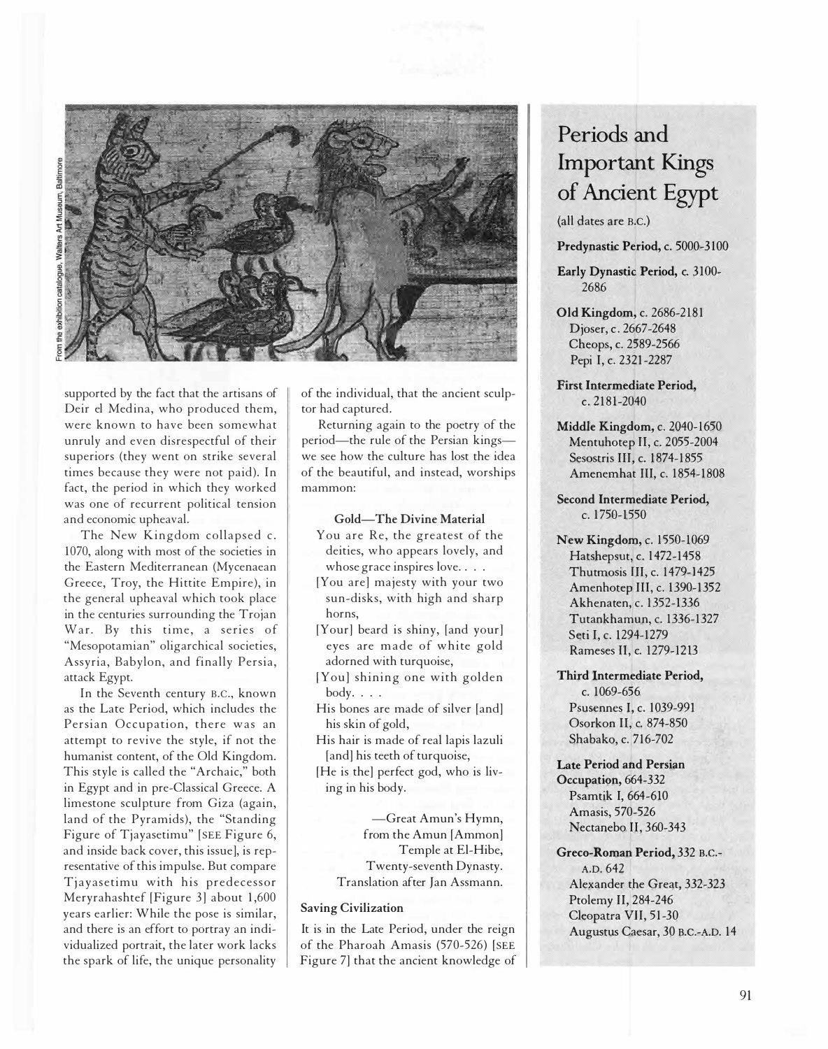From the exhibition catalogue, Walters Art Museum, Baltimore

supported by the fact that the artisans of Deir el Medina, who produced them, were known to have been somewhat unruly and even disrespectful of their superiors (they went on strike several times because they were not paid). In fact, the period in which they worked was one of recurrent political tension and economic upheaval.

The New Kingdom collapsed c. 1070, along with most of the societies in the Eastern Mediterranean (Mycenaean Greece, Troy, the Hittite Empire), in the general upheaval which took place in the centuries surrounding the Trojan War. By this time, a series of "Mesopotamian" oligarchical societies, Assyria, Babylon, and finally Persia, attack Egypt.

In the Seventh century B.C., known as the Late Period, which includes the Persian Occupation, there was an attempt to revive the style, if not the humanist content, of the Old Kingdom. This style is called the "Archaic," both in Egypt and in pre-Classical Greece. A limestone sculpture from Giza (again, land of the Pyramids), the "Standing Figure of Tjayasetimu" [SEE Figure 6, and inside back cover, this issue], is representative of this impulse. But compare Tjayasetimu with his predecessor Meryrahashtef [Figure 3] about 1,600 years earlier: While the pose is similar, and there is an effort to portray an individualized portrait, the later work lacks the spark of life, the unique personality of the individual, that the ancient sculptor had captured.

Returning again to the poetry of the period—the rule of the Persian kings—we see how the culture has lost the idea of the beautiful, and instead, worships mammon:

**Gold—The Divine Material**

You are Re, the greatest of the deities, who appears lovely, and whose grace inspires love. . . .
[You are] majesty with your two sun-disks, with high and sharp horns,
[Your] beard is shiny, [and your] eyes are made of white gold adorned with turquoise,
[You] shining one with golden body. . . .
His bones are made of silver [and] his skin of gold,
His hair is made of real lapis lazuli [and] his teeth of turquoise,
[He is the] perfect god, who is living in his body.

—Great Amun's Hymn, from the Amun [Ammon] Temple at El-Hibe, Twenty-seventh Dynasty. Translation after Jan Assmann.

### Saving Civilization

It is in the Late Period, under the reign of the Pharoah Amasis (570-526) [SEE Figure 7] that the ancient knowledge of

## Periods and Important Kings of Ancient Egypt

(all dates are B.C.)

**Predynastic Period,** c. 5000-3100

**Early Dynastic Period,** c. 3100-2686

**Old Kingdom,** c. 2686-2181
- Djoser, c. 2667-2648
- Cheops, c. 2589-2566
- Pepi I, c. 2321-2287

**First Intermediate Period,** c. 2181-2040

**Middle Kingdom,** c. 2040-1650
- Mentuhotep II, c. 2055-2004
- Sesostris III, c. 1874-1855
- Amenemhat III, c. 1854-1808

**Second Intermediate Period,** c. 1750-1550

**New Kingdom,** c. 1550-1069
- Hatshepsut, c. 1472-1458
- Thutmosis III, c. 1479-1425
- Amenhotep III, c. 1390-1352
- Akhenaten, c. 1352-1336
- Tutankhamun, c. 1336-1327
- Seti I, c. 1294-1279
- Rameses II, c. 1279-1213

**Third Intermediate Period,** c. 1069-656
- Psusennes I, c. 1039-991
- Osorkon II, c. 874-850
- Shabako, c. 716-702

**Late Period and Persian Occupation,** 664-332
- Psamtik I, 664-610
- Amasis, 570-526
- Nectanebo II, 360-343

**Greco-Roman Period,** 332 B.C.-A.D. 642
- Alexander the Great, 332-323
- Ptolemy II, 284-246
- Cleopatra VII, 51-30
- Augustus Caesar, 30 B.C.-A.D. 14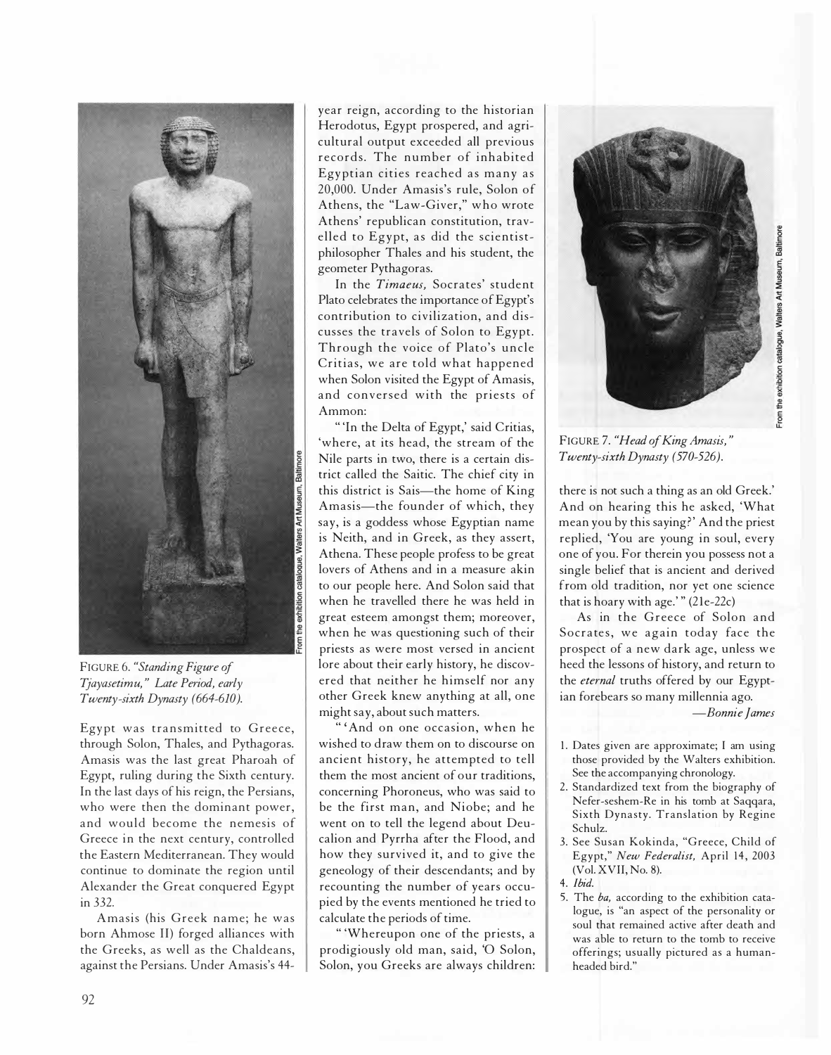FIGURE 6. *"Standing Figure of Tjayasetimu," Late Period, early Twenty-sixth Dynasty (664-610).*

From the exhibition catalogue, Walters Art Museum, Baltimore

Egypt was transmitted to Greece, through Solon, Thales, and Pythagoras. Amasis was the last great Pharoah of Egypt, ruling during the Sixth century. In the last days of his reign, the Persians, who were then the dominant power, and would become the nemesis of Greece in the next century, controlled the Eastern Mediterranean. They would continue to dominate the region until Alexander the Great conquered Egypt in 332.

Amasis (his Greek name; he was born Ahmose II) forged alliances with the Greeks, as well as the Chaldeans, against the Persians. Under Amasis's 44-year reign, according to the historian Herodotus, Egypt prospered, and agricultural output exceeded all previous records. The number of inhabited Egyptian cities reached as many as 20,000. Under Amasis's rule, Solon of Athens, the "Law-Giver," who wrote Athens' republican constitution, travelled to Egypt, as did the scientist-philosopher Thales and his student, the geometer Pythagoras.

In the *Timaeus,* Socrates' student Plato celebrates the importance of Egypt's contribution to civilization, and discusses the travels of Solon to Egypt. Through the voice of Plato's uncle Critias, we are told what happened when Solon visited the Egypt of Amasis, and conversed with the priests of Ammon:

"'In the Delta of Egypt,' said Critias, 'where, at its head, the stream of the Nile parts in two, there is a certain district called the Saitic. The chief city in this district is Sais—the home of King Amasis—the founder of which, they say, is a goddess whose Egyptian name is Neith, and in Greek, as they assert, Athena. These people profess to be great lovers of Athens and in a measure akin to our people here. And Solon said that when he travelled there he was held in great esteem amongst them; moreover, when he was questioning such of their priests as were most versed in ancient lore about their early history, he discovered that neither he himself nor any other Greek knew anything at all, one might say, about such matters.

"'And on one occasion, when he wished to draw them on to discourse on ancient history, he attempted to tell them the most ancient of our traditions, concerning Phoroneus, who was said to be the first man, and Niobe; and he went on to tell the legend about Deucalion and Pyrrha after the Flood, and how they survived it, and to give the geneology of their descendants; and by recounting the number of years occupied by the events mentioned he tried to calculate the periods of time.

"'Whereupon one of the priests, a prodigiously old man, said, 'O Solon, Solon, you Greeks are always children: there is not such a thing as an old Greek.' And on hearing this he asked, 'What mean you by this saying?' And the priest replied, 'You are young in soul, every one of you. For therein you possess not a single belief that is ancient and derived from old tradition, nor yet one science that is hoary with age.'" (21e-22c)

FIGURE 7. *"Head of King Amasis," Twenty-sixth Dynasty (570-526).*

From the exhibition catalogue, Walters Art Museum, Baltimore

As in the Greece of Solon and Socrates, we again today face the prospect of a new dark age, unless we heed the lessons of history, and return to the *eternal* truths offered by our Egyptian forebears so many millennia ago.

—*Bonnie James*

1. Dates given are approximate; I am using those provided by the Walters exhibition. See the accompanying chronology.
2. Standardized text from the biography of Nefer-seshem-Re in his tomb at Saqqara, Sixth Dynasty. Translation by Regine Schulz.
3. See Susan Kokinda, "Greece, Child of Egypt," *New Federalist,* April 14, 2003 (Vol. XVII, No. 8).
4. *Ibid.*
5. The *ba,* according to the exhibition catalogue, is "an aspect of the personality or soul that remained active after death and was able to return to the tomb to receive offerings; usually pictured as a human-headed bird."